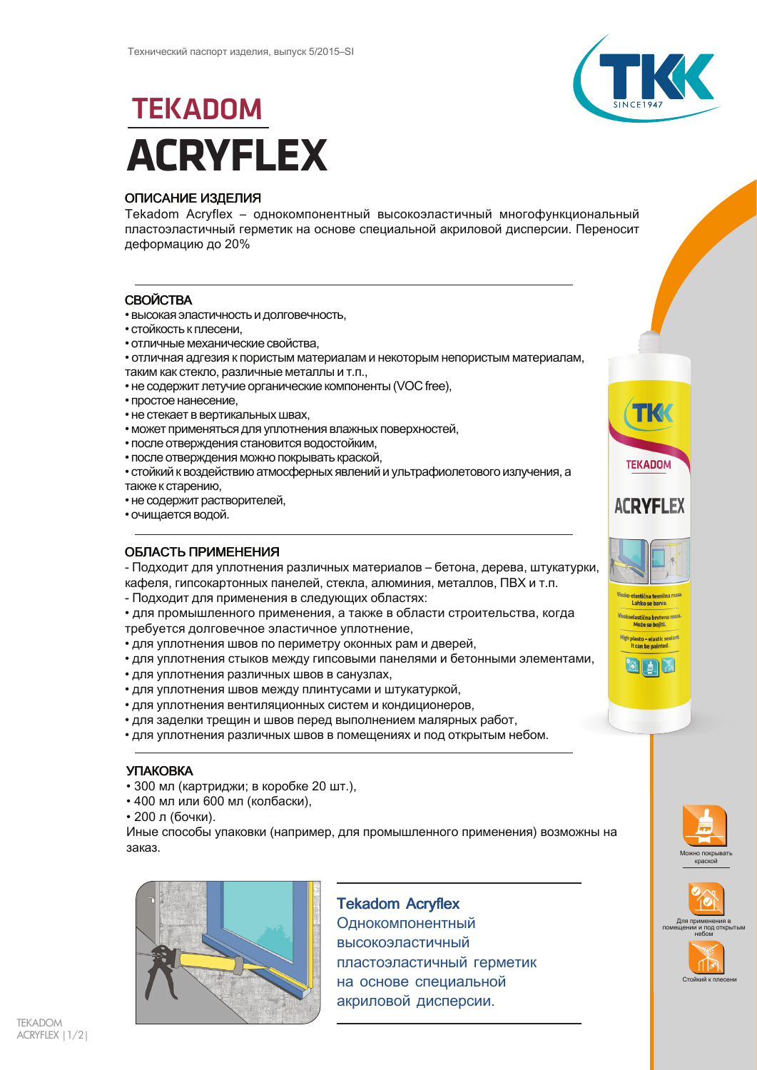Технический паспорт изделия, выпуск 5/2015–SI

# TEKADOM
# ACRYFLEX

## ОПИСАНИЕ ИЗДЕЛИЯ

Tekadom Acryflex – однокомпонентный высокоэластичный многофункциональный пластоэластичный герметик на основе специальной акриловой дисперсии. Переносит деформацию до 20%

## СВОЙСТВА

- высокая эластичность и долговечность,
- стойкость к плесени,
- отличные механические свойства,
- отличная адгезия к пористым материалам и некоторым непористым материалам, таким как стекло, различные металлы и т.п.,
- не содержит летучие органические компоненты (VOC free),
- простое нанесение,
- не стекает в вертикальных швах,
- может применяться для уплотнения влажных поверхностей,
- после отверждения становится водостойким,
- после отверждения можно покрывать краской,
- стойкий к воздействию атмосферных явлений и ультрафиолетового излучения, а также к старению,
- не содержит растворителей,
- очищается водой.

## ОБЛАСТЬ ПРИМЕНЕНИЯ

- Подходит для уплотнения различных материалов – бетона, дерева, штукатурки, кафеля, гипсокартонных панелей, стекла, алюминия, металлов, ПВХ и т.п.
- Подходит для применения в следующих областях:

- для промышленного применения, а также в области строительства, когда требуется долговечное эластичное уплотнение,
- для уплотнения швов по периметру оконных рам и дверей,
- для уплотнения стыков между гипсовыми панелями и бетонными элементами,
- для уплотнения различных швов в санузлах,
- для уплотнения швов между плинтусами и штукатуркой,
- для уплотнения вентиляционных систем и кондиционеров,
- для заделки трещин и швов перед выполнением малярных работ,
- для уплотнения различных швов в помещениях и под открытым небом.

## УПАКОВКА

- 300 мл (картриджи; в коробке 20 шт.),
- 400 мл или 600 мл (колбаски),
- 200 л (бочки).

Иные способы упаковки (например, для промышленного применения) возможны на заказ.

**Tekadom Acryflex**
Однокомпонентный высокоэластичный пластоэластичный герметик на основе специальной акриловой дисперсии.

Можно покрывать краской

Для применения в помещении и под открытым небом

Стойкий к плесени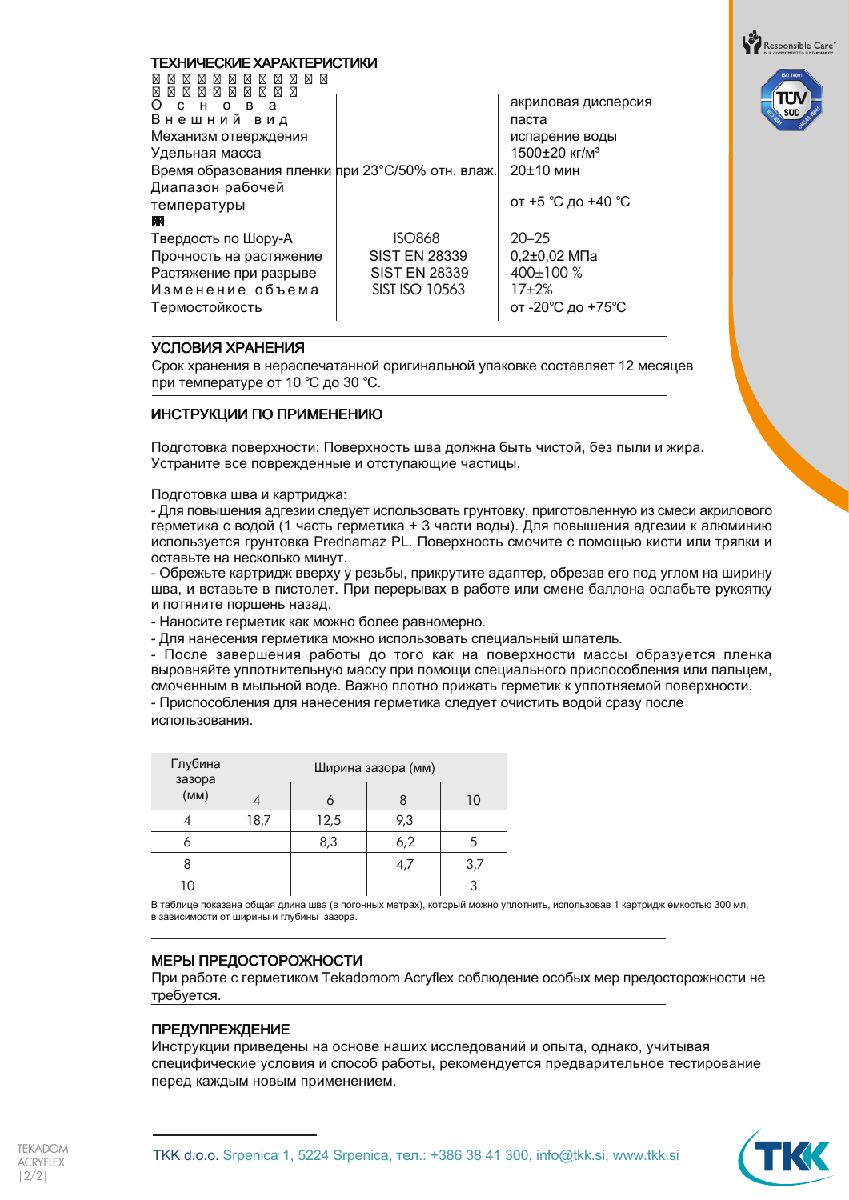## ТЕХНИЧЕСКИЕ ХАРАКТЕРИСТИКИ

| | | |
|---|---|---|
| Основа | | акриловая дисперсия |
| Внешний вид | | паста |
| Механизм отверждения | | испарение воды |
| Удельная масса | | 1500±20 кг/м³ |
| Время образования пленки | при 23°C/50% отн. влаж. | 20±10 мин |
| Диапазон рабочей температуры | | от +5 °C до +40 °C |
| Твердость по Шору-А | ISO868 | 20–25 |
| Прочность на растяжение | SIST EN 28339 | 0,2±0,02 МПа |
| Растяжение при разрыве | SIST EN 28339 | 400±100 % |
| Изменение объема | SIST ISO 10563 | 17±2% |
| Термостойкость | | от -20°C до +75°C |

## УСЛОВИЯ ХРАНЕНИЯ

Срок хранения в нераспечатанной оригинальной упаковке составляет 12 месяцев при температуре от 10 °C до 30 °C.

## ИНСТРУКЦИИ ПО ПРИМЕНЕНИЮ

Подготовка поверхности: Поверхность шва должна быть чистой, без пыли и жира. Устраните все поврежденные и отступающие частицы.

Подготовка шва и картриджа:
- Для повышения адгезии следует использовать грунтовку, приготовленную из смеси акрилового герметика с водой (1 часть герметика + 3 части воды). Для повышения адгезии к алюминию используется грунтовка Prednamaz PL. Поверхность смочите с помощью кисти или тряпки и оставьте на несколько минут.
- Обрежьте картридж вверху у резьбы, прикрутите адаптер, обрезав его под углом на ширину шва, и вставьте в пистолет. При перерывах в работе или смене баллона ослабьте рукоятку и потяните поршень назад.
- Наносите герметик как можно более равномерно.
- Для нанесения герметика можно использовать специальный шпатель.
- После завершения работы до того как на поверхности массы образуется пленка выровняйте уплотнительную массу при помощи специального приспособления или пальцем, смоченным в мыльной воде. Важно плотно прижать герметик к уплотняемой поверхности.
- Приспособления для нанесения герметика следует очистить водой сразу после использования.

| Глубина зазора (мм) | Ширина зазора (мм) | | | |
|---|---|---|---|---|
| | 4 | 6 | 8 | 10 |
| 4 | 18,7 | 12,5 | 9,3 | |
| 6 | | 8,3 | 6,2 | 5 |
| 8 | | | 4,7 | 3,7 |
| 10 | | | | 3 |

В таблице показана общая длина шва (в погонных метрах), который можно уплотнить, использовав 1 картридж емкостью 300 мл, в зависимости от ширины и глубины зазора.

## МЕРЫ ПРЕДОСТОРОЖНОСТИ

При работе с герметиком Tekadomom Acryflex соблюдение особых мер предосторожности не требуется.

## ПРЕДУПРЕЖДЕНИЕ

Инструкции приведены на основе наших исследований и опыта, однако, учитывая специфические условия и способ работы, рекомендуется предварительное тестирование перед каждым новым применением.

TKK d.o.o. Srpenica 1, 5224 Srpenica, тел.: +386 38 41 300, info@tkk.si, www.tkk.si